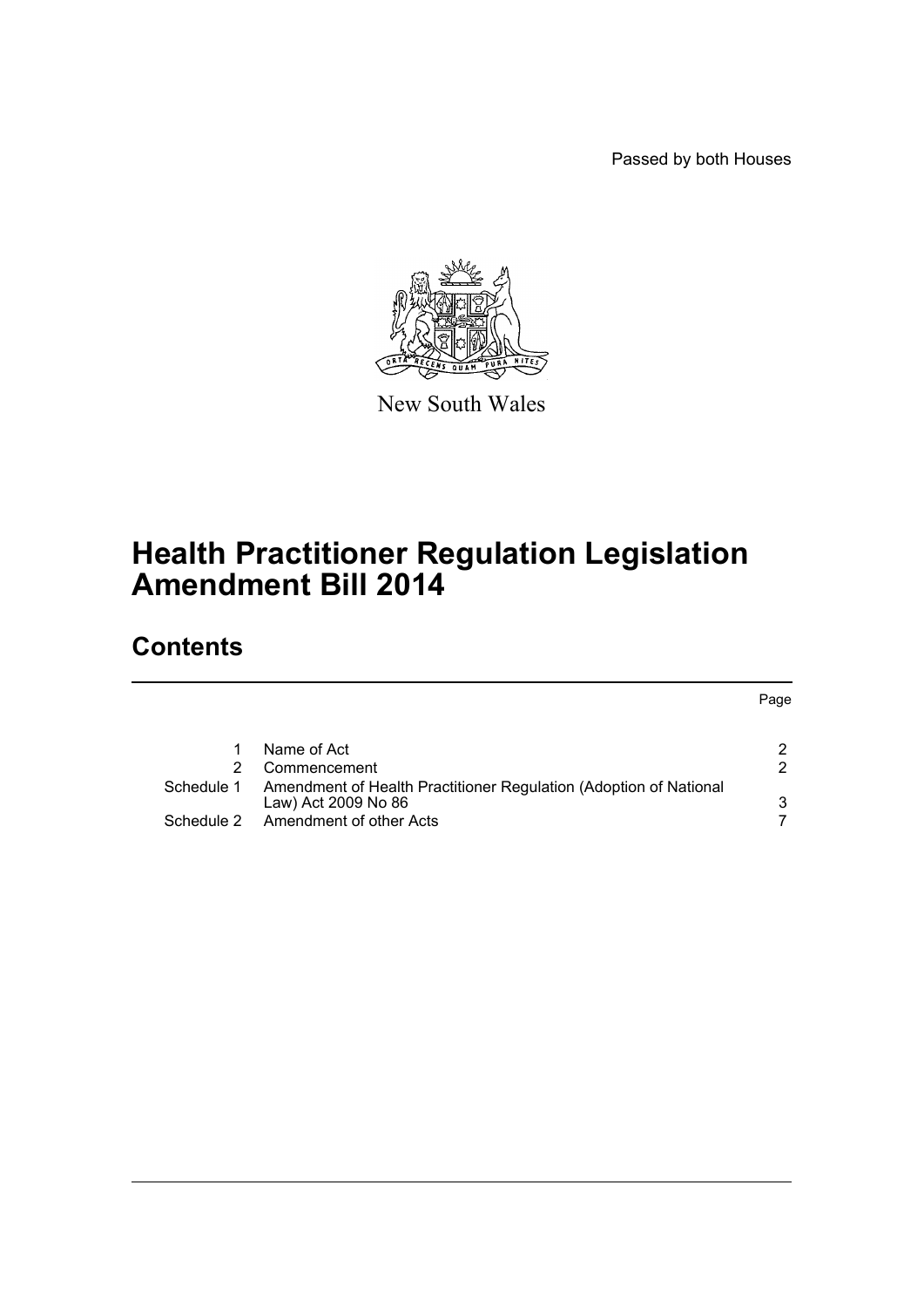Passed by both Houses

New South Wales

# Health Practitioner Regulation Legislation Amendment Bill 2014

## Contents

| | | Page |
|---|---|---|
| 1 | Name of Act | 2 |
| 2 | Commencement | 2 |
| Schedule 1 | Amendment of Health Practitioner Regulation (Adoption of National Law) Act 2009 No 86 | 3 |
| Schedule 2 | Amendment of other Acts | 7 |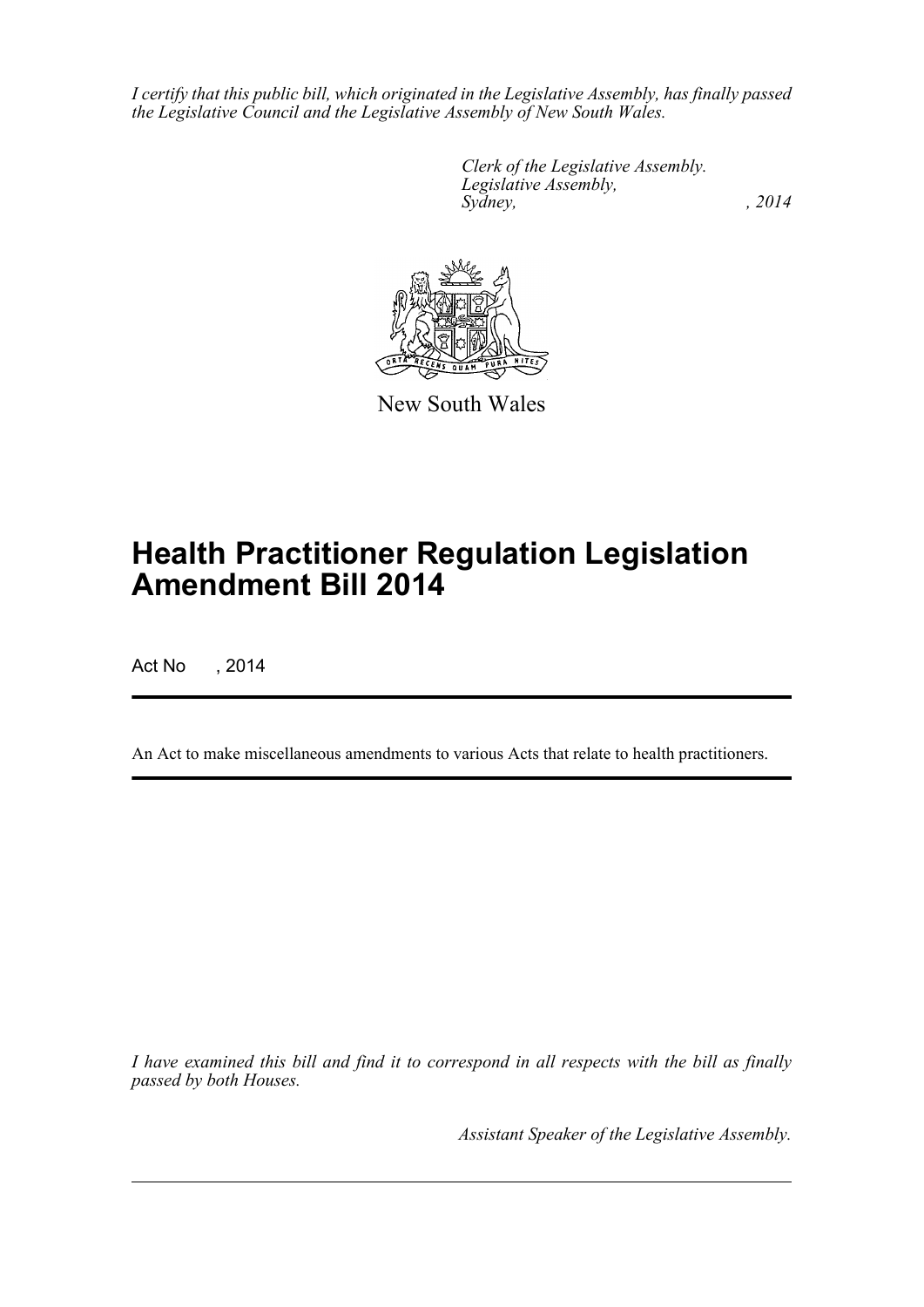*I certify that this public bill, which originated in the Legislative Assembly, has finally passed the Legislative Council and the Legislative Assembly of New South Wales.*

*Clerk of the Legislative Assembly.*
*Legislative Assembly,*
*Sydney, , 2014*

New South Wales

# Health Practitioner Regulation Legislation Amendment Bill 2014

Act No , 2014

An Act to make miscellaneous amendments to various Acts that relate to health practitioners.

*I have examined this bill and find it to correspond in all respects with the bill as finally passed by both Houses.*

*Assistant Speaker of the Legislative Assembly.*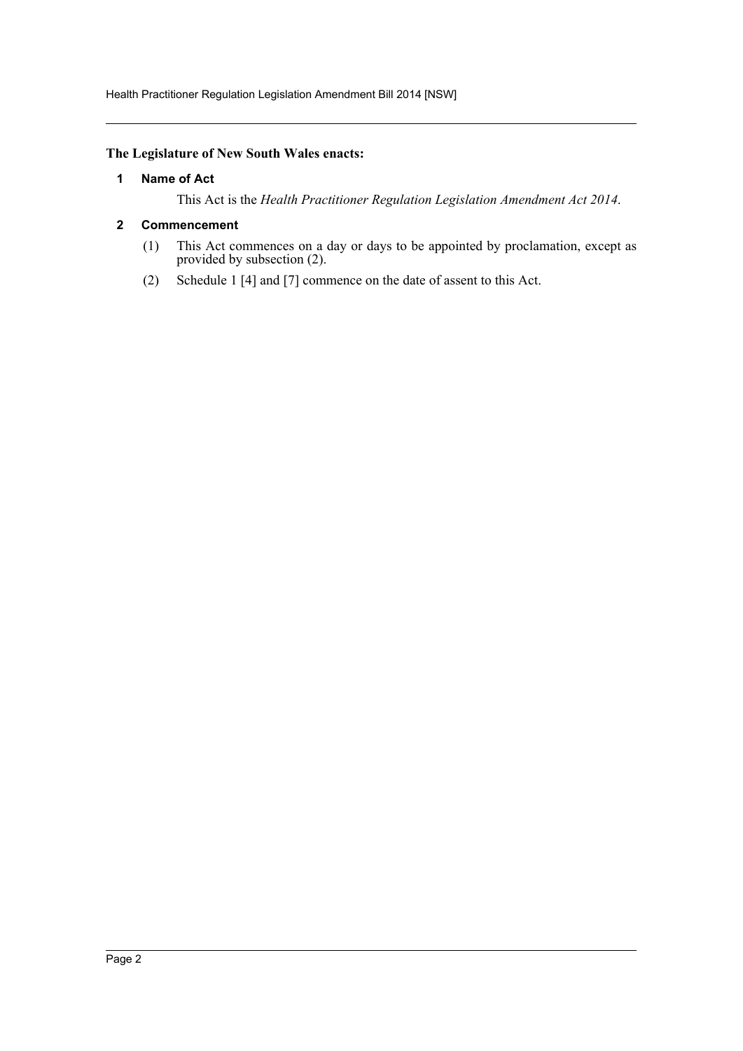**The Legislature of New South Wales enacts:**

### 1 Name of Act

This Act is the *Health Practitioner Regulation Legislation Amendment Act 2014*.

### 2 Commencement

(1) This Act commences on a day or days to be appointed by proclamation, except as provided by subsection (2).

(2) Schedule 1 [4] and [7] commence on the date of assent to this Act.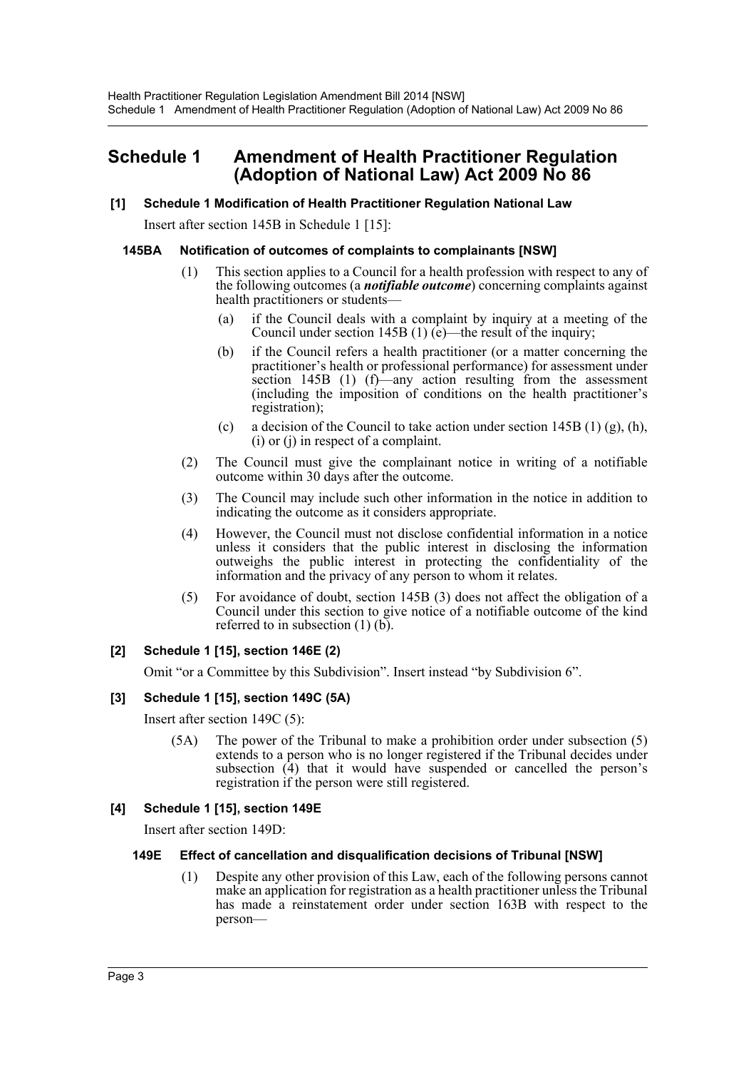# Schedule 1 Amendment of Health Practitioner Regulation (Adoption of National Law) Act 2009 No 86

### [1] Schedule 1 Modification of Health Practitioner Regulation National Law

Insert after section 145B in Schedule 1 [15]:

#### 145BA Notification of outcomes of complaints to complainants [NSW]

(1) This section applies to a Council for a health profession with respect to any of the following outcomes (a ***notifiable outcome***) concerning complaints against health practitioners or students—

(a) if the Council deals with a complaint by inquiry at a meeting of the Council under section 145B (1) (e)—the result of the inquiry;

(b) if the Council refers a health practitioner (or a matter concerning the practitioner's health or professional performance) for assessment under section 145B (1) (f)—any action resulting from the assessment (including the imposition of conditions on the health practitioner's registration);

(c) a decision of the Council to take action under section 145B (1) (g), (h), (i) or (j) in respect of a complaint.

(2) The Council must give the complainant notice in writing of a notifiable outcome within 30 days after the outcome.

(3) The Council may include such other information in the notice in addition to indicating the outcome as it considers appropriate.

(4) However, the Council must not disclose confidential information in a notice unless it considers that the public interest in disclosing the information outweighs the public interest in protecting the confidentiality of the information and the privacy of any person to whom it relates.

(5) For avoidance of doubt, section 145B (3) does not affect the obligation of a Council under this section to give notice of a notifiable outcome of the kind referred to in subsection (1) (b).

### [2] Schedule 1 [15], section 146E (2)

Omit "or a Committee by this Subdivision". Insert instead "by Subdivision 6".

### [3] Schedule 1 [15], section 149C (5A)

Insert after section 149C (5):

(5A) The power of the Tribunal to make a prohibition order under subsection (5) extends to a person who is no longer registered if the Tribunal decides under subsection (4) that it would have suspended or cancelled the person's registration if the person were still registered.

### [4] Schedule 1 [15], section 149E

Insert after section 149D:

#### 149E Effect of cancellation and disqualification decisions of Tribunal [NSW]

(1) Despite any other provision of this Law, each of the following persons cannot make an application for registration as a health practitioner unless the Tribunal has made a reinstatement order under section 163B with respect to the person—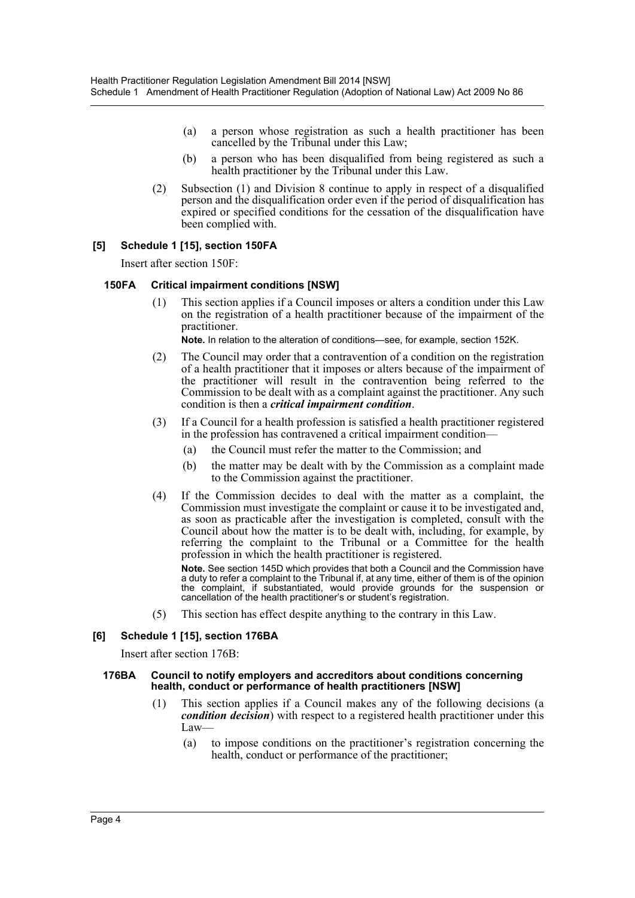(a) a person whose registration as such a health practitioner has been cancelled by the Tribunal under this Law;

(b) a person who has been disqualified from being registered as such a health practitioner by the Tribunal under this Law.

(2) Subsection (1) and Division 8 continue to apply in respect of a disqualified person and the disqualification order even if the period of disqualification has expired or specified conditions for the cessation of the disqualification have been complied with.

### [5] Schedule 1 [15], section 150FA

Insert after section 150F:

#### 150FA Critical impairment conditions [NSW]

(1) This section applies if a Council imposes or alters a condition under this Law on the registration of a health practitioner because of the impairment of the practitioner.

**Note.** In relation to the alteration of conditions—see, for example, section 152K.

(2) The Council may order that a contravention of a condition on the registration of a health practitioner that it imposes or alters because of the impairment of the practitioner will result in the contravention being referred to the Commission to be dealt with as a complaint against the practitioner. Any such condition is then a ***critical impairment condition***.

(3) If a Council for a health profession is satisfied a health practitioner registered in the profession has contravened a critical impairment condition—

(a) the Council must refer the matter to the Commission; and

(b) the matter may be dealt with by the Commission as a complaint made to the Commission against the practitioner.

(4) If the Commission decides to deal with the matter as a complaint, the Commission must investigate the complaint or cause it to be investigated and, as soon as practicable after the investigation is completed, consult with the Council about how the matter is to be dealt with, including, for example, by referring the complaint to the Tribunal or a Committee for the health profession in which the health practitioner is registered.

**Note.** See section 145D which provides that both a Council and the Commission have a duty to refer a complaint to the Tribunal if, at any time, either of them is of the opinion the complaint, if substantiated, would provide grounds for the suspension or cancellation of the health practitioner's or student's registration.

(5) This section has effect despite anything to the contrary in this Law.

### [6] Schedule 1 [15], section 176BA

Insert after section 176B:

#### 176BA Council to notify employers and accreditors about conditions concerning health, conduct or performance of health practitioners [NSW]

(1) This section applies if a Council makes any of the following decisions (a ***condition decision***) with respect to a registered health practitioner under this Law—

(a) to impose conditions on the practitioner's registration concerning the health, conduct or performance of the practitioner;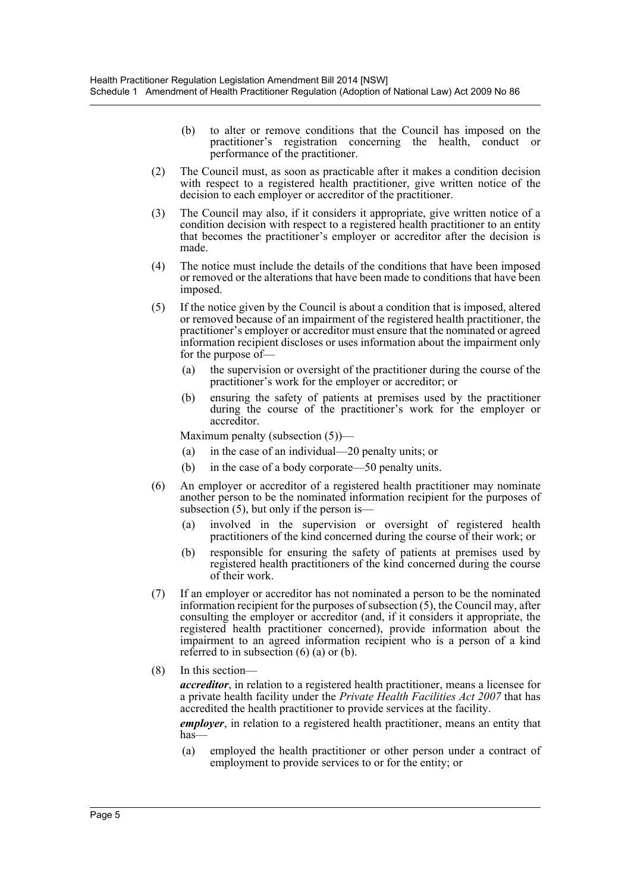(b) to alter or remove conditions that the Council has imposed on the practitioner's registration concerning the health, conduct or performance of the practitioner.

(2) The Council must, as soon as practicable after it makes a condition decision with respect to a registered health practitioner, give written notice of the decision to each employer or accreditor of the practitioner.

(3) The Council may also, if it considers it appropriate, give written notice of a condition decision with respect to a registered health practitioner to an entity that becomes the practitioner's employer or accreditor after the decision is made.

(4) The notice must include the details of the conditions that have been imposed or removed or the alterations that have been made to conditions that have been imposed.

(5) If the notice given by the Council is about a condition that is imposed, altered or removed because of an impairment of the registered health practitioner, the practitioner's employer or accreditor must ensure that the nominated or agreed information recipient discloses or uses information about the impairment only for the purpose of—

(a) the supervision or oversight of the practitioner during the course of the practitioner's work for the employer or accreditor; or

(b) ensuring the safety of patients at premises used by the practitioner during the course of the practitioner's work for the employer or accreditor.

Maximum penalty (subsection (5))—

(a) in the case of an individual—20 penalty units; or

(b) in the case of a body corporate—50 penalty units.

(6) An employer or accreditor of a registered health practitioner may nominate another person to be the nominated information recipient for the purposes of subsection (5), but only if the person is—

(a) involved in the supervision or oversight of registered health practitioners of the kind concerned during the course of their work; or

(b) responsible for ensuring the safety of patients at premises used by registered health practitioners of the kind concerned during the course of their work.

(7) If an employer or accreditor has not nominated a person to be the nominated information recipient for the purposes of subsection (5), the Council may, after consulting the employer or accreditor (and, if it considers it appropriate, the registered health practitioner concerned), provide information about the impairment to an agreed information recipient who is a person of a kind referred to in subsection (6) (a) or (b).

(8) In this section—

***accreditor***, in relation to a registered health practitioner, means a licensee for a private health facility under the *Private Health Facilities Act 2007* that has accredited the health practitioner to provide services at the facility.

***employer***, in relation to a registered health practitioner, means an entity that has—

(a) employed the health practitioner or other person under a contract of employment to provide services to or for the entity; or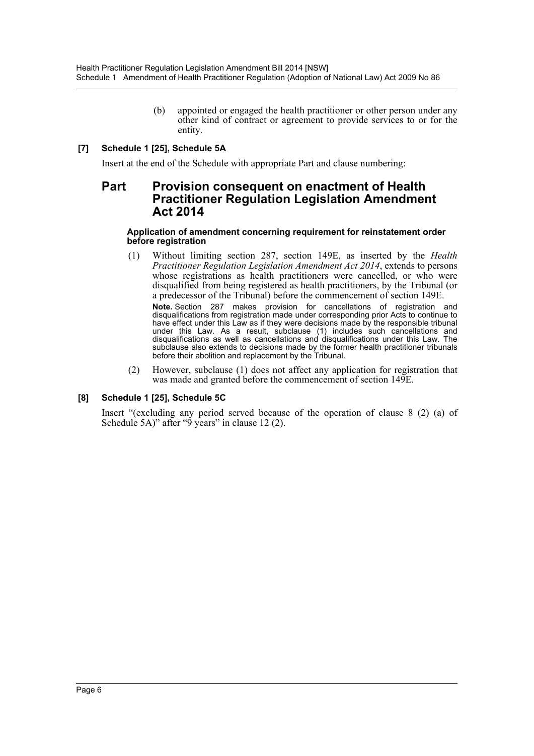(b) appointed or engaged the health practitioner or other person under any other kind of contract or agreement to provide services to or for the entity.

**[7] Schedule 1 [25], Schedule 5A**

Insert at the end of the Schedule with appropriate Part and clause numbering:

## Part Provision consequent on enactment of Health Practitioner Regulation Legislation Amendment Act 2014

**Application of amendment concerning requirement for reinstatement order before registration**

(1) Without limiting section 287, section 149E, as inserted by the *Health Practitioner Regulation Legislation Amendment Act 2014*, extends to persons whose registrations as health practitioners were cancelled, or who were disqualified from being registered as health practitioners, by the Tribunal (or a predecessor of the Tribunal) before the commencement of section 149E.

**Note.** Section 287 makes provision for cancellations of registration and disqualifications from registration made under corresponding prior Acts to continue to have effect under this Law as if they were decisions made by the responsible tribunal under this Law. As a result, subclause (1) includes such cancellations and disqualifications as well as cancellations and disqualifications under this Law. The subclause also extends to decisions made by the former health practitioner tribunals before their abolition and replacement by the Tribunal.

(2) However, subclause (1) does not affect any application for registration that was made and granted before the commencement of section 149E.

**[8] Schedule 1 [25], Schedule 5C**

Insert "(excluding any period served because of the operation of clause 8 (2) (a) of Schedule 5A)" after "9 years" in clause 12 (2).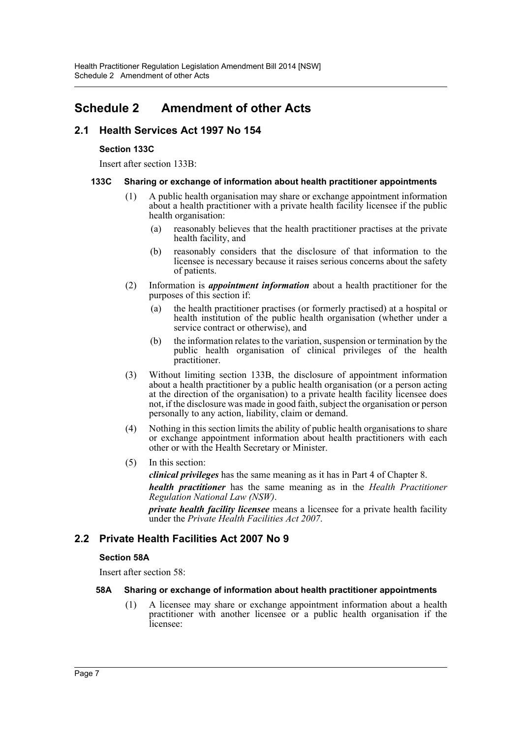# Schedule 2 Amendment of other Acts

## 2.1 Health Services Act 1997 No 154

### Section 133C

Insert after section 133B:

#### 133C Sharing or exchange of information about health practitioner appointments

(1) A public health organisation may share or exchange appointment information about a health practitioner with a private health facility licensee if the public health organisation:

(a) reasonably believes that the health practitioner practises at the private health facility, and

(b) reasonably considers that the disclosure of that information to the licensee is necessary because it raises serious concerns about the safety of patients.

(2) Information is ***appointment information*** about a health practitioner for the purposes of this section if:

(a) the health practitioner practises (or formerly practised) at a hospital or health institution of the public health organisation (whether under a service contract or otherwise), and

(b) the information relates to the variation, suspension or termination by the public health organisation of clinical privileges of the health practitioner.

(3) Without limiting section 133B, the disclosure of appointment information about a health practitioner by a public health organisation (or a person acting at the direction of the organisation) to a private health facility licensee does not, if the disclosure was made in good faith, subject the organisation or person personally to any action, liability, claim or demand.

(4) Nothing in this section limits the ability of public health organisations to share or exchange appointment information about health practitioners with each other or with the Health Secretary or Minister.

(5) In this section:

***clinical privileges*** has the same meaning as it has in Part 4 of Chapter 8.

***health practitioner*** has the same meaning as in the *Health Practitioner Regulation National Law (NSW)*.

***private health facility licensee*** means a licensee for a private health facility under the *Private Health Facilities Act 2007*.

## 2.2 Private Health Facilities Act 2007 No 9

### Section 58A

Insert after section 58:

#### 58A Sharing or exchange of information about health practitioner appointments

(1) A licensee may share or exchange appointment information about a health practitioner with another licensee or a public health organisation if the licensee: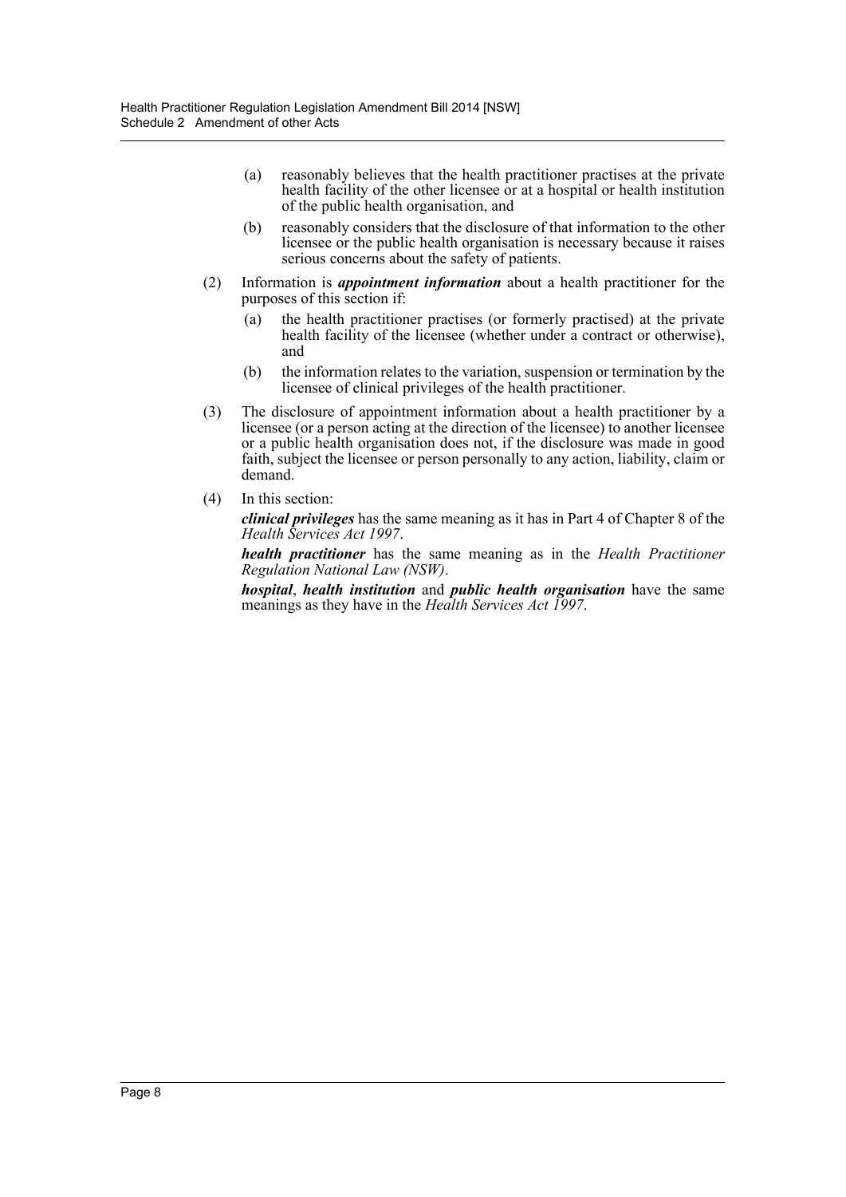(a) reasonably believes that the health practitioner practises at the private health facility of the other licensee or at a hospital or health institution of the public health organisation, and

(b) reasonably considers that the disclosure of that information to the other licensee or the public health organisation is necessary because it raises serious concerns about the safety of patients.

(2) Information is ***appointment information*** about a health practitioner for the purposes of this section if:

(a) the health practitioner practises (or formerly practised) at the private health facility of the licensee (whether under a contract or otherwise), and

(b) the information relates to the variation, suspension or termination by the licensee of clinical privileges of the health practitioner.

(3) The disclosure of appointment information about a health practitioner by a licensee (or a person acting at the direction of the licensee) to another licensee or a public health organisation does not, if the disclosure was made in good faith, subject the licensee or person personally to any action, liability, claim or demand.

(4) In this section:

***clinical privileges*** has the same meaning as it has in Part 4 of Chapter 8 of the *Health Services Act 1997*.

***health practitioner*** has the same meaning as in the *Health Practitioner Regulation National Law (NSW)*.

***hospital***, ***health institution*** and ***public health organisation*** have the same meanings as they have in the *Health Services Act 1997*.